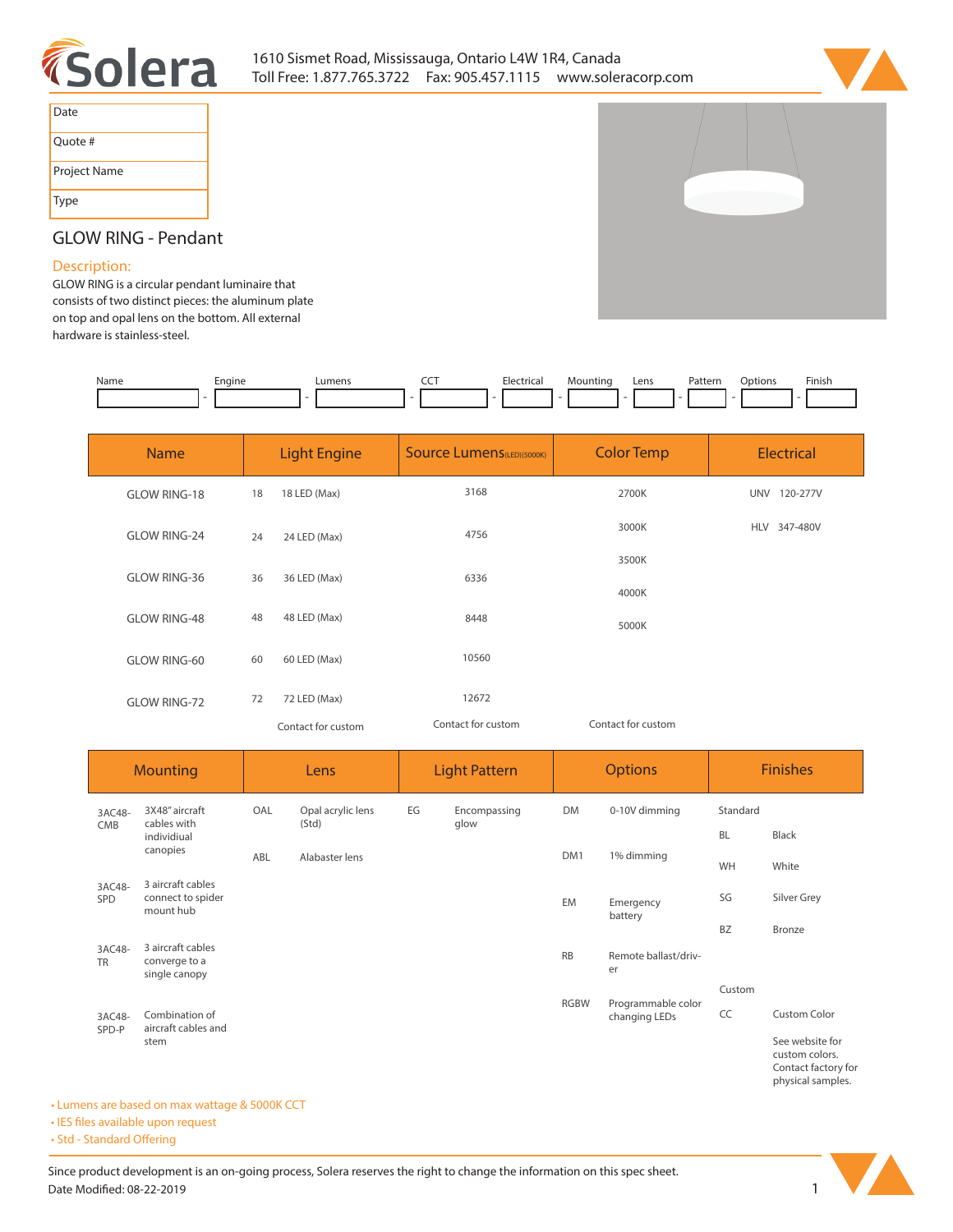# Solera

1610 Sismet Road, Mississauga, Ontario L4W 1R4, Canada
Toll Free: 1.877.765.3722 Fax: 905.457.1115 www.soleracorp.com

| Date |
|---|
| Quote # |
| Project Name |
| Type |

## GLOW RING - Pendant

**Description:**

GLOW RING is a circular pendant luminaire that consists of two distinct pieces: the aluminum plate on top and opal lens on the bottom. All external hardware is stainless-steel.

| Name | Engine | Lumens | CCT | Electrical | Mounting | Lens | Pattern | Options | Finish |
|---|---|---|---|---|---|---|---|---|---|
| | - | - | - | - | - | - | - | - | - |

| Name | Light Engine | | Source Lumens (LED)(5000K) | Color Temp | Electrical | |
|---|---|---|---|---|---|---|
| GLOW RING-18 | 18 | 18 LED (Max) | 3168 | 2700K | UNV | 120-277V |
| GLOW RING-24 | 24 | 24 LED (Max) | 4756 | 3000K | HLV | 347-480V |
| GLOW RING-36 | 36 | 36 LED (Max) | 6336 | 3500K | | |
| GLOW RING-48 | 48 | 48 LED (Max) | 8448 | 4000K | | |
| GLOW RING-60 | 60 | 60 LED (Max) | 10560 | 5000K | | |
| GLOW RING-72 | 72 | 72 LED (Max) | 12672 | | | |
| | Contact for custom | | Contact for custom | Contact for custom | | |

| Mounting | | Lens | | Light Pattern | | Options | | Finishes | |
|---|---|---|---|---|---|---|---|---|---|
| 3AC48-CMB | 3X48" aircraft cables with individiual canopies | OAL | Opal acrylic lens (Std) | EG | Encompassing glow | DM | 0-10V dimming | Standard | |
| | | ABL | Alabaster lens | | | DM1 | 1% dimming | BL | Black |
| 3AC48-SPD | 3 aircraft cables connect to spider mount hub | | | | | EM | Emergency battery | WH | White |
| 3AC48-TR | 3 aircraft cables converge to a single canopy | | | | | RB | Remote ballast/driver | SG | Silver Grey |
| 3AC48-SPD-P | Combination of aircraft cables and stem | | | | | RGBW | Programmable color changing LEDs | BZ | Bronze |
| | | | | | | | | Custom | |
| | | | | | | | | CC | Custom Color |
| | | | | | | | | | See website for custom colors. Contact factory for physical samples. |

- Lumens are based on max wattage & 5000K CCT
- IES files available upon request
- Std - Standard Offering

Since product development is an on-going process, Solera reserves the right to change the information on this spec sheet.
Date Modified: 08-22-2019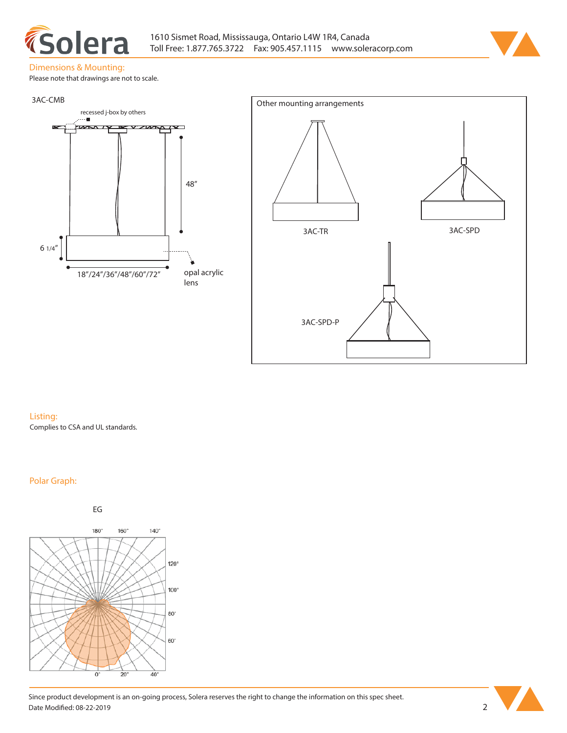## Dimensions & Mounting:

Please note that drawings are not to scale.

3AC-CMB

recessed j-box by others

48″

6 1/4″

18″/24″/36″/48″/60″/72″

opal acrylic lens

Other mounting arrangements

3AC-TR

3AC-SPD

3AC-SPD-P

## Listing:

Complies to CSA and UL standards.

## Polar Graph:

EG

180° 160° 140°

120°

100°

80°

60°

0° 20° 40°

Since product development is an on-going process, Solera reserves the right to change the information on this spec sheet.
Date Modified: 08-22-2019